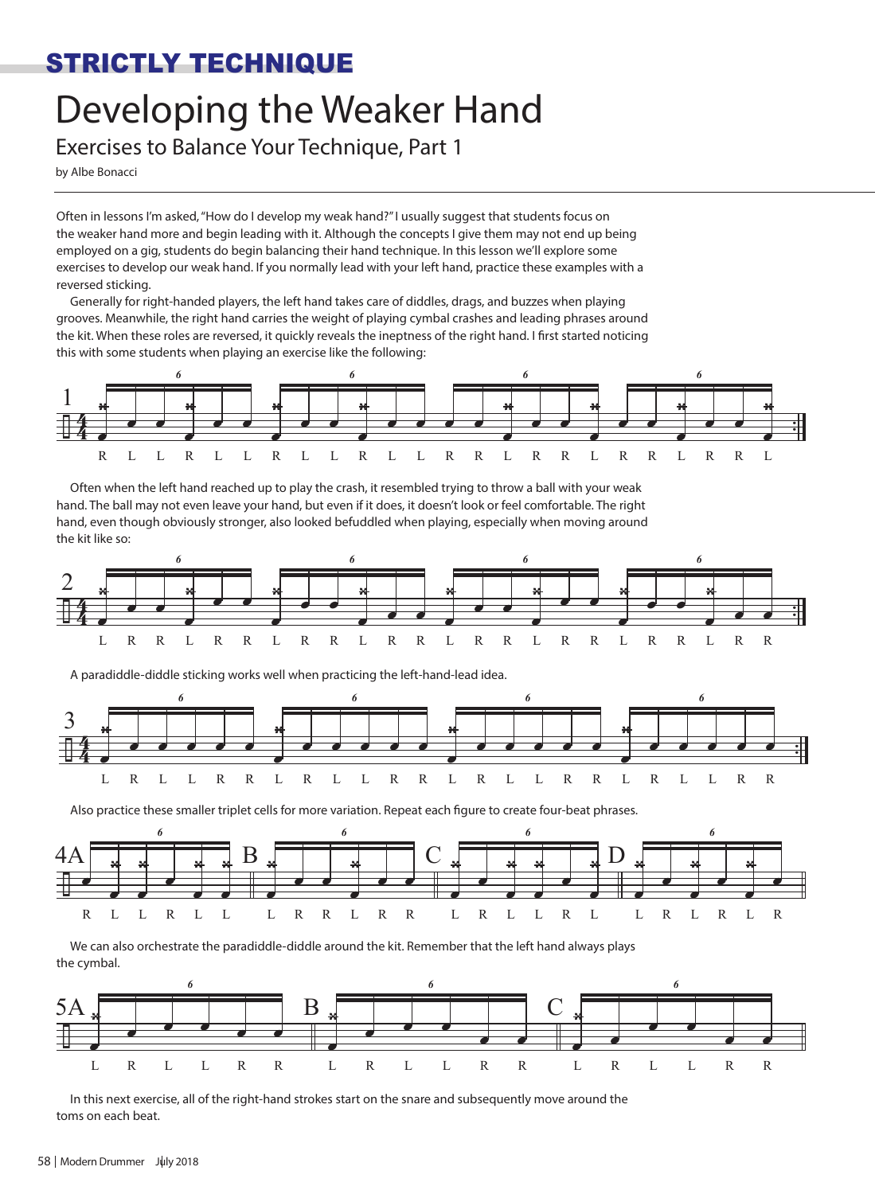## STRICTLY TECHNIQUE

# Developing the Weaker Hand

### Exercises to Balance Your Technique, Part 1

by Albe Bonacci

Often in lessons I'm asked, "How do I develop my weak hand?" I usually suggest that students focus on the weaker hand more and begin leading with it. Although the concepts I give them may not end up being employed on a gig, students do begin balancing their hand technique. In this lesson we'll explore some exercises to develop our weak hand. If you normally lead with your left hand, practice these examples with a reversed sticking.

Generally for right-handed players, the left hand takes care of diddles, drags, and buzzes when playing grooves. Meanwhile, the right hand carries the weight of playing cymbal crashes and leading phrases around the kit. When these roles are reversed, it quickly reveals the ineptness of the right hand. I first started noticing this with some students when playing an exercise like the following:

1

R L L R L L R L L R L L R R L R R L R R L R R L

Often when the left hand reached up to play the crash, it resembled trying to throw a ball with your weak hand. The ball may not even leave your hand, but even if it does, it doesn't look or feel comfortable. The right hand, even though obviously stronger, also looked befuddled when playing, especially when moving around the kit like so:

2

L R R L R R L R R L R R L R R L R R L R R L R R

A paradiddle-diddle sticking works well when practicing the left-hand-lead idea.

3

L R L L R R L R L L R R L R L L R R L R L L R R

Also practice these smaller triplet cells for more variation. Repeat each figure to create four-beat phrases.

4A R L L R L L

B L R R L R R

C L R L L R L

D L R L R L R

We can also orchestrate the paradiddle-diddle around the kit. Remember that the left hand always plays the cymbal.

5A L R L L R R

B L R L L R R

C L R L L R R

In this next exercise, all of the right-hand strokes start on the snare and subsequently move around the toms on each beat.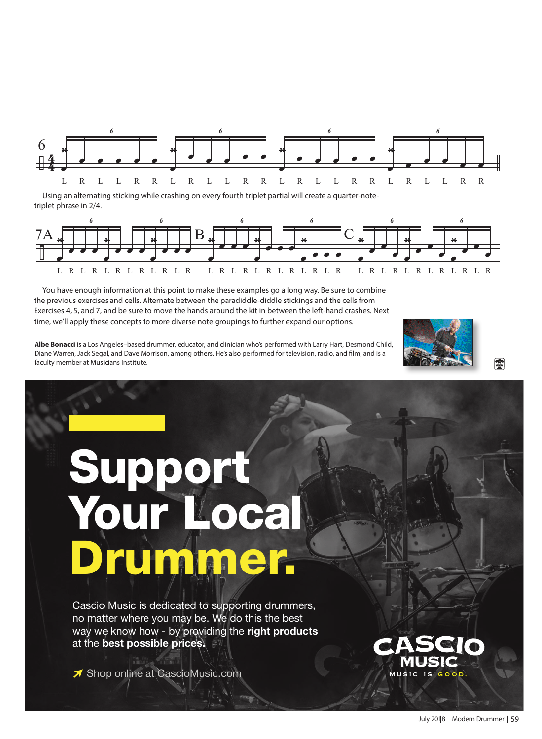6

L R L L R R L R L L R R L R L L R R L R L L R R

Using an alternating sticking while crashing on every fourth triplet partial will create a quarter-note-triplet phrase in 2/4.

7A

L R L R L R L R L R L R

B

L R L R L R L R L R L R

C

L R L R L R L R L R L R

You have enough information at this point to make these examples go a long way. Be sure to combine the previous exercises and cells. Alternate between the paradiddle-diddle stickings and the cells from Exercises 4, 5, and 7, and be sure to move the hands around the kit in between the left-hand crashes. Next time, we'll apply these concepts to more diverse note groupings to further expand our options.

**Albe Bonacci** is a Los Angeles–based drummer, educator, and clinician who's performed with Larry Hart, Desmond Child, Diane Warren, Jack Segal, and Dave Morrison, among others. He's also performed for television, radio, and film, and is a faculty member at Musicians Institute.

# Support Your Local Drummer.

Cascio Music is dedicated to supporting drummers, no matter where you may be. We do this the best way we know how - by providing the **right products** at the **best possible prices.**

Shop online at CascioMusic.com

CASCIO MUSIC

MUSIC IS GOOD.